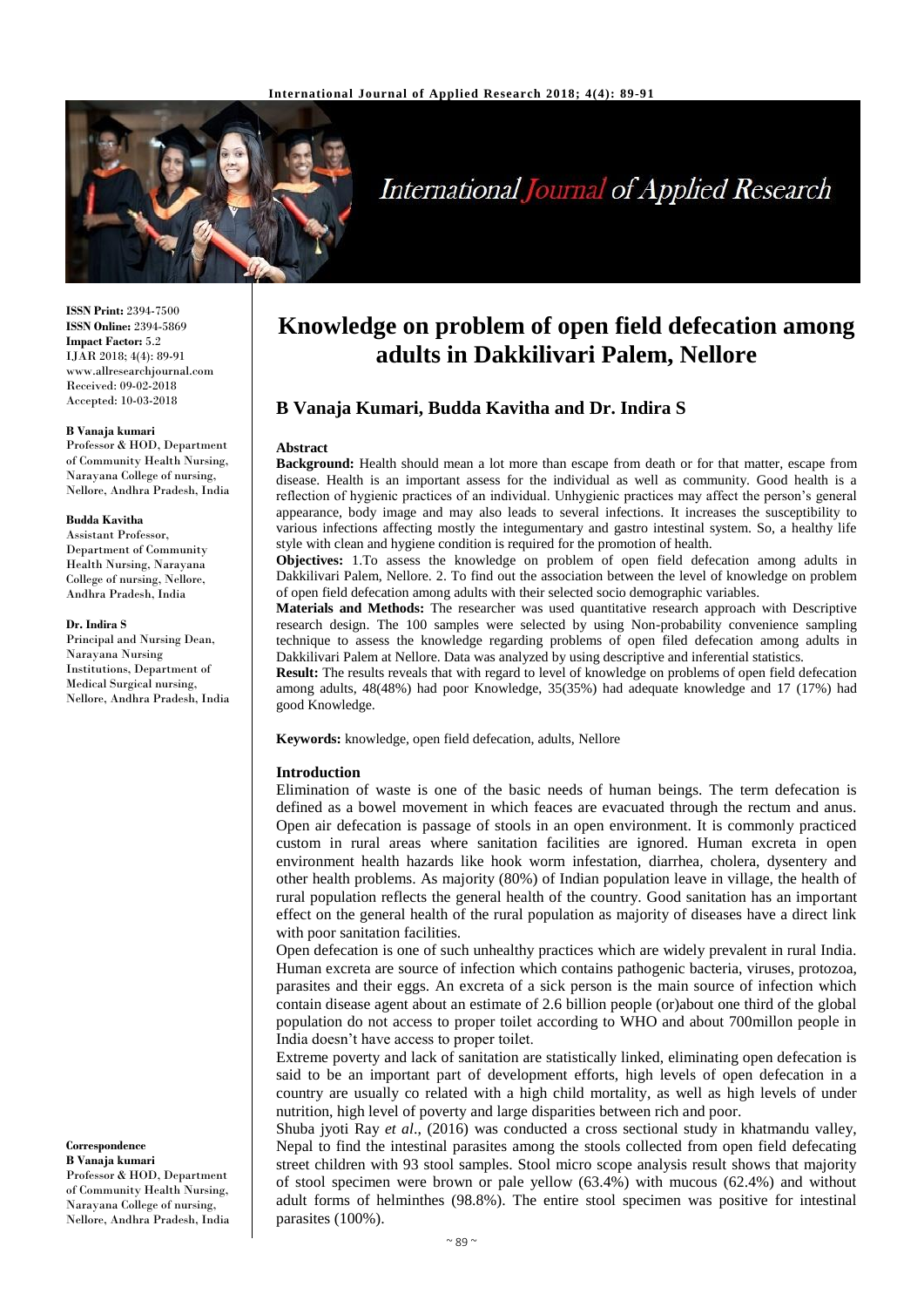**ISSN Print:** 2394-7500
**ISSN Online:** 2394-5869
**Impact Factor:** 5.2
IJAR 2018; 4(4): 89-91
www.allresearchjournal.com
Received: 09-02-2018
Accepted: 10-03-2018

**B Vanaja kumari**
Professor & HOD, Department of Community Health Nursing, Narayana College of nursing, Nellore, Andhra Pradesh, India

**Budda Kavitha**
Assistant Professor, Department of Community Health Nursing, Narayana College of nursing, Nellore, Andhra Pradesh, India

**Dr. Indira S**
Principal and Nursing Dean, Narayana Nursing Institutions, Department of Medical Surgical nursing, Nellore, Andhra Pradesh, India

**Correspondence**
**B Vanaja kumari**
Professor & HOD, Department of Community Health Nursing, Narayana College of nursing, Nellore, Andhra Pradesh, India

# Knowledge on problem of open field defecation among adults in Dakkilivari Palem, Nellore

## B Vanaja Kumari, Budda Kavitha and Dr. Indira S

### Abstract

**Background:** Health should mean a lot more than escape from death or for that matter, escape from disease. Health is an important assess for the individual as well as community. Good health is a reflection of hygienic practices of an individual. Unhygienic practices may affect the person's general appearance, body image and may also leads to several infections. It increases the susceptibility to various infections affecting mostly the integumentary and gastro intestinal system. So, a healthy life style with clean and hygiene condition is required for the promotion of health.

**Objectives:** 1.To assess the knowledge on problem of open field defecation among adults in Dakkilivari Palem, Nellore. 2. To find out the association between the level of knowledge on problem of open field defecation among adults with their selected socio demographic variables.

**Materials and Methods:** The researcher was used quantitative research approach with Descriptive research design. The 100 samples were selected by using Non-probability convenience sampling technique to assess the knowledge regarding problems of open filed defecation among adults in Dakkilivari Palem at Nellore. Data was analyzed by using descriptive and inferential statistics.

**Result:** The results reveals that with regard to level of knowledge on problems of open field defecation among adults, 48(48%) had poor Knowledge, 35(35%) had adequate knowledge and 17 (17%) had good Knowledge.

**Keywords:** knowledge, open field defecation, adults, Nellore

### Introduction

Elimination of waste is one of the basic needs of human beings. The term defecation is defined as a bowel movement in which feaces are evacuated through the rectum and anus. Open air defecation is passage of stools in an open environment. It is commonly practiced custom in rural areas where sanitation facilities are ignored. Human excreta in open environment health hazards like hook worm infestation, diarrhea, cholera, dysentery and other health problems. As majority (80%) of Indian population leave in village, the health of rural population reflects the general health of the country. Good sanitation has an important effect on the general health of the rural population as majority of diseases have a direct link with poor sanitation facilities.

Open defecation is one of such unhealthy practices which are widely prevalent in rural India. Human excreta are source of infection which contains pathogenic bacteria, viruses, protozoa, parasites and their eggs. An excreta of a sick person is the main source of infection which contain disease agent about an estimate of 2.6 billion people (or)about one third of the global population do not access to proper toilet according to WHO and about 700millon people in India doesn't have access to proper toilet.

Extreme poverty and lack of sanitation are statistically linked, eliminating open defecation is said to be an important part of development efforts, high levels of open defecation in a country are usually co related with a high child mortality, as well as high levels of under nutrition, high level of poverty and large disparities between rich and poor.

Shuba jyoti Ray *et al*., (2016) was conducted a cross sectional study in khatmandu valley, Nepal to find the intestinal parasites among the stools collected from open field defecating street children with 93 stool samples. Stool micro scope analysis result shows that majority of stool specimen were brown or pale yellow (63.4%) with mucous (62.4%) and without adult forms of helminthes (98.8%). The entire stool specimen was positive for intestinal parasites (100%).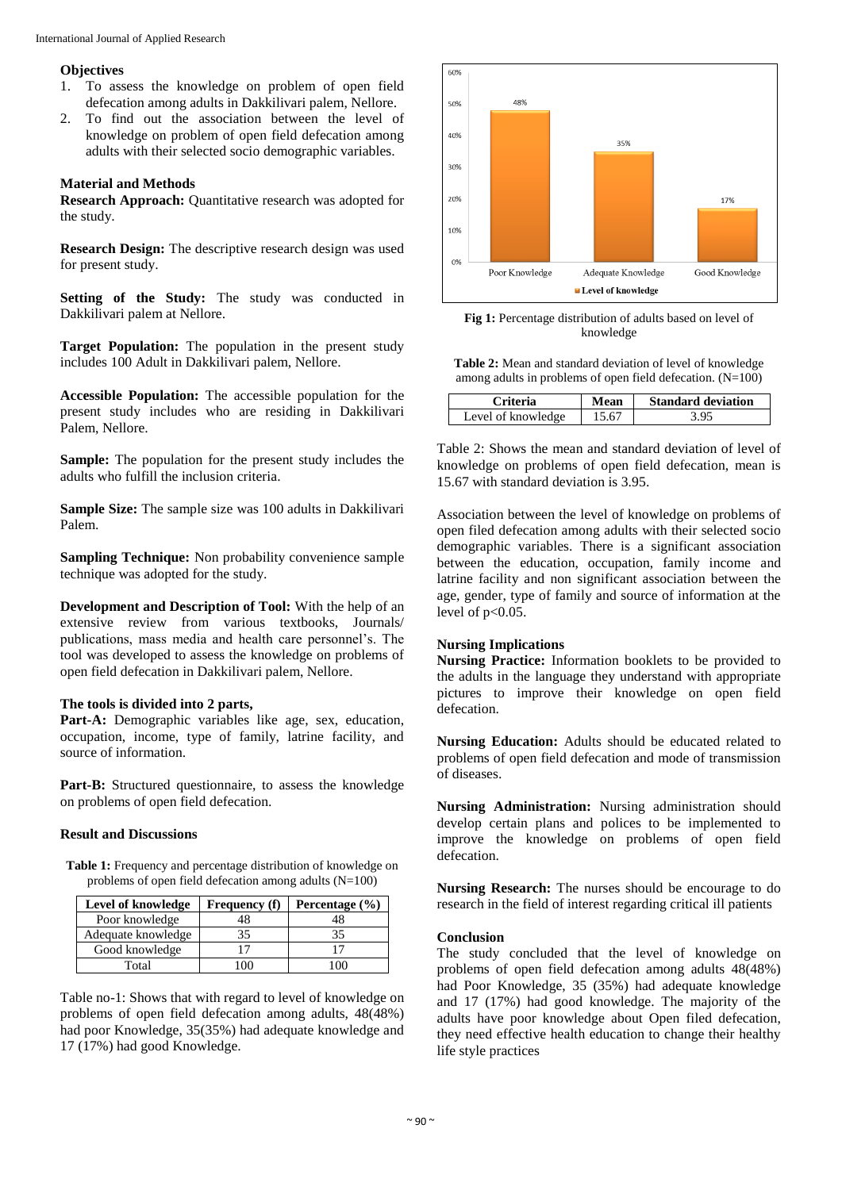**Objectives**

1. To assess the knowledge on problem of open field defecation among adults in Dakkilivari palem, Nellore.
2. To find out the association between the level of knowledge on problem of open field defecation among adults with their selected socio demographic variables.

**Material and Methods**

**Research Approach:** Quantitative research was adopted for the study.

**Research Design:** The descriptive research design was used for present study.

**Setting of the Study:** The study was conducted in Dakkilivari palem at Nellore.

**Target Population:** The population in the present study includes 100 Adult in Dakkilivari palem, Nellore.

**Accessible Population:** The accessible population for the present study includes who are residing in Dakkilivari Palem, Nellore.

**Sample:** The population for the present study includes the adults who fulfill the inclusion criteria.

**Sample Size:** The sample size was 100 adults in Dakkilivari Palem.

**Sampling Technique:** Non probability convenience sample technique was adopted for the study.

**Development and Description of Tool:** With the help of an extensive review from various textbooks, Journals/ publications, mass media and health care personnel's. The tool was developed to assess the knowledge on problems of open field defecation in Dakkilivari palem, Nellore.

**The tools is divided into 2 parts,**

**Part-A:** Demographic variables like age, sex, education, occupation, income, type of family, latrine facility, and source of information.

**Part-B:** Structured questionnaire, to assess the knowledge on problems of open field defecation.

**Result and Discussions**

**Table 1:** Frequency and percentage distribution of knowledge on problems of open field defecation among adults (N=100)

| Level of knowledge | Frequency (f) | Percentage (%) |
|---|---|---|
| Poor knowledge | 48 | 48 |
| Adequate knowledge | 35 | 35 |
| Good knowledge | 17 | 17 |
| Total | 100 | 100 |

Table no-1: Shows that with regard to level of knowledge on problems of open field defecation among adults, 48(48%) had poor Knowledge, 35(35%) had adequate knowledge and 17 (17%) had good Knowledge.

**Fig 1:** Percentage distribution of adults based on level of knowledge

**Table 2:** Mean and standard deviation of level of knowledge among adults in problems of open field defecation. (N=100)

| Criteria | Mean | Standard deviation |
|---|---|---|
| Level of knowledge | 15.67 | 3.95 |

Table 2: Shows the mean and standard deviation of level of knowledge on problems of open field defecation, mean is 15.67 with standard deviation is 3.95.

Association between the level of knowledge on problems of open filed defecation among adults with their selected socio demographic variables. There is a significant association between the education, occupation, family income and latrine facility and non significant association between the age, gender, type of family and source of information at the level of $p<0.05$.

**Nursing Implications**

**Nursing Practice:** Information booklets to be provided to the adults in the language they understand with appropriate pictures to improve their knowledge on open field defecation.

**Nursing Education:** Adults should be educated related to problems of open field defecation and mode of transmission of diseases.

**Nursing Administration:** Nursing administration should develop certain plans and polices to be implemented to improve the knowledge on problems of open field defecation.

**Nursing Research:** The nurses should be encourage to do research in the field of interest regarding critical ill patients

**Conclusion**

The study concluded that the level of knowledge on problems of open field defecation among adults 48(48%) had Poor Knowledge, 35 (35%) had adequate knowledge and 17 (17%) had good knowledge. The majority of the adults have poor knowledge about Open filed defecation, they need effective health education to change their healthy life style practices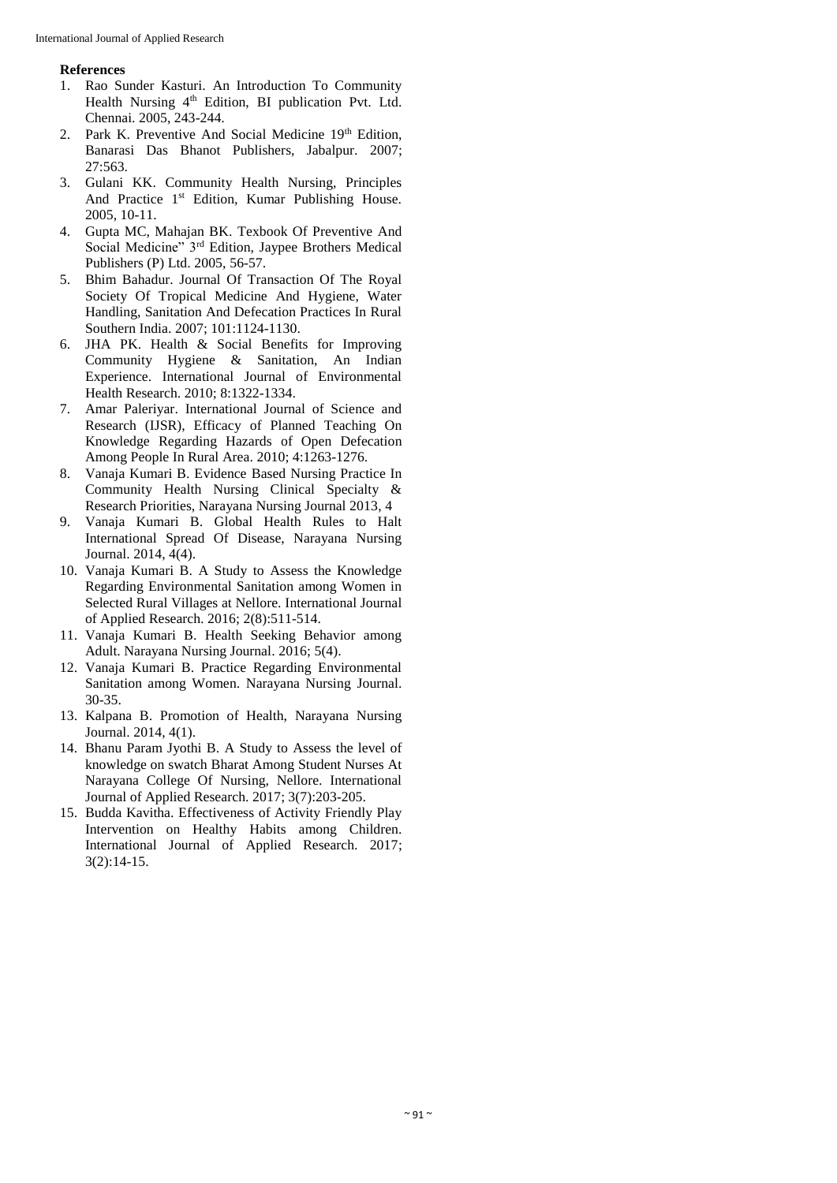**References**

1. Rao Sunder Kasturi. An Introduction To Community Health Nursing 4th Edition, BI publication Pvt. Ltd. Chennai. 2005, 243-244.
2. Park K. Preventive And Social Medicine 19th Edition, Banarasi Das Bhanot Publishers, Jabalpur. 2007; 27:563.
3. Gulani KK. Community Health Nursing, Principles And Practice 1st Edition, Kumar Publishing House. 2005, 10-11.
4. Gupta MC, Mahajan BK. Texbook Of Preventive And Social Medicine" 3rd Edition, Jaypee Brothers Medical Publishers (P) Ltd. 2005, 56-57.
5. Bhim Bahadur. Journal Of Transaction Of The Royal Society Of Tropical Medicine And Hygiene, Water Handling, Sanitation And Defecation Practices In Rural Southern India. 2007; 101:1124-1130.
6. JHA PK. Health & Social Benefits for Improving Community Hygiene & Sanitation, An Indian Experience. International Journal of Environmental Health Research. 2010; 8:1322-1334.
7. Amar Paleriyar. International Journal of Science and Research (IJSR), Efficacy of Planned Teaching On Knowledge Regarding Hazards of Open Defecation Among People In Rural Area. 2010; 4:1263-1276.
8. Vanaja Kumari B. Evidence Based Nursing Practice In Community Health Nursing Clinical Specialty & Research Priorities, Narayana Nursing Journal 2013, 4
9. Vanaja Kumari B. Global Health Rules to Halt International Spread Of Disease, Narayana Nursing Journal. 2014, 4(4).
10. Vanaja Kumari B. A Study to Assess the Knowledge Regarding Environmental Sanitation among Women in Selected Rural Villages at Nellore. International Journal of Applied Research. 2016; 2(8):511-514.
11. Vanaja Kumari B. Health Seeking Behavior among Adult. Narayana Nursing Journal. 2016; 5(4).
12. Vanaja Kumari B. Practice Regarding Environmental Sanitation among Women. Narayana Nursing Journal. 30-35.
13. Kalpana B. Promotion of Health, Narayana Nursing Journal. 2014, 4(1).
14. Bhanu Param Jyothi B. A Study to Assess the level of knowledge on swatch Bharat Among Student Nurses At Narayana College Of Nursing, Nellore. International Journal of Applied Research. 2017; 3(7):203-205.
15. Budda Kavitha. Effectiveness of Activity Friendly Play Intervention on Healthy Habits among Children. International Journal of Applied Research. 2017; 3(2):14-15.